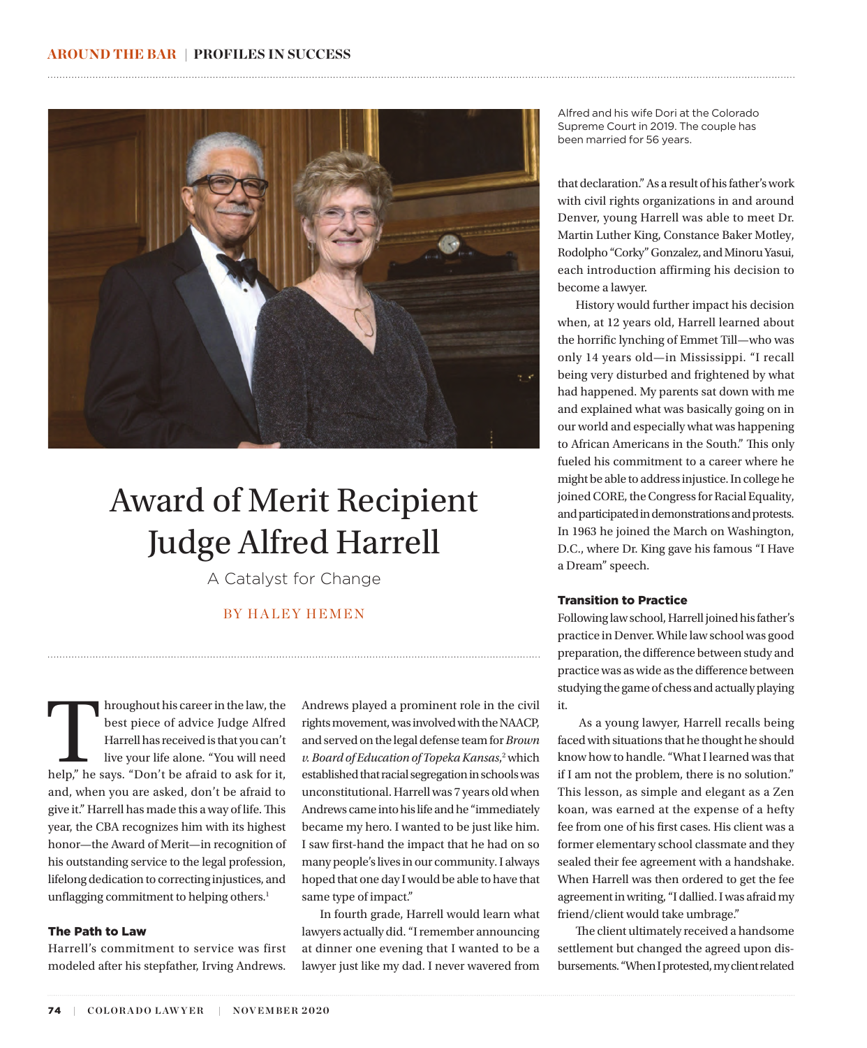AROUND THE BAR | PROFILES IN SUCCESS

Alfred and his wife Dori at the Colorado Supreme Court in 2019. The couple has been married for 56 years.

# Award of Merit Recipient Judge Alfred Harrell

## A Catalyst for Change

BY HALEY HEMEN

Throughout his career in the law, the best piece of advice Judge Alfred Harrell has received is that you can't live your life alone. "You will need help," he says. "Don't be afraid to ask for it, and, when you are asked, don't be afraid to give it." Harrell has made this a way of life. This year, the CBA recognizes him with its highest honor—the Award of Merit—in recognition of his outstanding service to the legal profession, lifelong dedication to correcting injustices, and unflagging commitment to helping others.[1]

### The Path to Law

Harrell's commitment to service was first modeled after his stepfather, Irving Andrews. Andrews played a prominent role in the civil rights movement, was involved with the NAACP, and served on the legal defense team for *Brown v. Board of Education of Topeka Kansas*,[2] which established that racial segregation in schools was unconstitutional. Harrell was 7 years old when Andrews came into his life and he "immediately became my hero. I wanted to be just like him. I saw first-hand the impact that he had on so many people's lives in our community. I always hoped that one day I would be able to have that same type of impact."

In fourth grade, Harrell would learn what lawyers actually did. "I remember announcing at dinner one evening that I wanted to be a lawyer just like my dad. I never wavered from that declaration." As a result of his father's work with civil rights organizations in and around Denver, young Harrell was able to meet Dr. Martin Luther King, Constance Baker Motley, Rodolpho "Corky" Gonzalez, and Minoru Yasui, each introduction affirming his decision to become a lawyer.

History would further impact his decision when, at 12 years old, Harrell learned about the horrific lynching of Emmet Till—who was only 14 years old—in Mississippi. "I recall being very disturbed and frightened by what had happened. My parents sat down with me and explained what was basically going on in our world and especially what was happening to African Americans in the South." This only fueled his commitment to a career where he might be able to address injustice. In college he joined CORE, the Congress for Racial Equality, and participated in demonstrations and protests. In 1963 he joined the March on Washington, D.C., where Dr. King gave his famous "I Have a Dream" speech.

### Transition to Practice

Following law school, Harrell joined his father's practice in Denver. While law school was good preparation, the difference between study and practice was as wide as the difference between studying the game of chess and actually playing it.

As a young lawyer, Harrell recalls being faced with situations that he thought he should know how to handle. "What I learned was that if I am not the problem, there is no solution." This lesson, as simple and elegant as a Zen koan, was earned at the expense of a hefty fee from one of his first cases. His client was a former elementary school classmate and they sealed their fee agreement with a handshake. When Harrell was then ordered to get the fee agreement in writing, "I dallied. I was afraid my friend/client would take umbrage."

The client ultimately received a handsome settlement but changed the agreed upon disbursements. "When I protested, my client related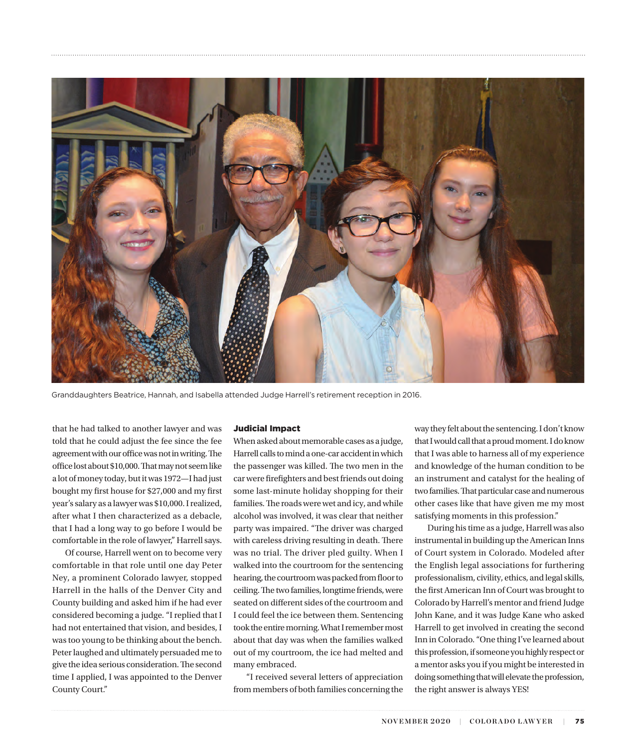Granddaughters Beatrice, Hannah, and Isabella attended Judge Harrell's retirement reception in 2016.

that he had talked to another lawyer and was told that he could adjust the fee since the fee agreement with our office was not in writing. The office lost about $10,000. That may not seem like a lot of money today, but it was 1972—I had just bought my first house for $27,000 and my first year's salary as a lawyer was $10,000. I realized, after what I then characterized as a debacle, that I had a long way to go before I would be comfortable in the role of lawyer," Harrell says.

Of course, Harrell went on to become very comfortable in that role until one day Peter Ney, a prominent Colorado lawyer, stopped Harrell in the halls of the Denver City and County building and asked him if he had ever considered becoming a judge. "I replied that I had not entertained that vision, and besides, I was too young to be thinking about the bench. Peter laughed and ultimately persuaded me to give the idea serious consideration. The second time I applied, I was appointed to the Denver County Court."

### Judicial Impact

When asked about memorable cases as a judge, Harrell calls to mind a one-car accident in which the passenger was killed. The two men in the car were firefighters and best friends out doing some last-minute holiday shopping for their families. The roads were wet and icy, and while alcohol was involved, it was clear that neither party was impaired. "The driver was charged with careless driving resulting in death. There was no trial. The driver pled guilty. When I walked into the courtroom for the sentencing hearing, the courtroom was packed from floor to ceiling. The two families, longtime friends, were seated on different sides of the courtroom and I could feel the ice between them. Sentencing took the entire morning. What I remember most about that day was when the families walked out of my courtroom, the ice had melted and many embraced.

"I received several letters of appreciation from members of both families concerning the way they felt about the sentencing. I don't know that I would call that a proud moment. I do know that I was able to harness all of my experience and knowledge of the human condition to be an instrument and catalyst for the healing of two families. That particular case and numerous other cases like that have given me my most satisfying moments in this profession."

During his time as a judge, Harrell was also instrumental in building up the American Inns of Court system in Colorado. Modeled after the English legal associations for furthering professionalism, civility, ethics, and legal skills, the first American Inn of Court was brought to Colorado by Harrell's mentor and friend Judge John Kane, and it was Judge Kane who asked Harrell to get involved in creating the second Inn in Colorado. "One thing I've learned about this profession, if someone you highly respect or a mentor asks you if you might be interested in doing something that will elevate the profession, the right answer is always YES!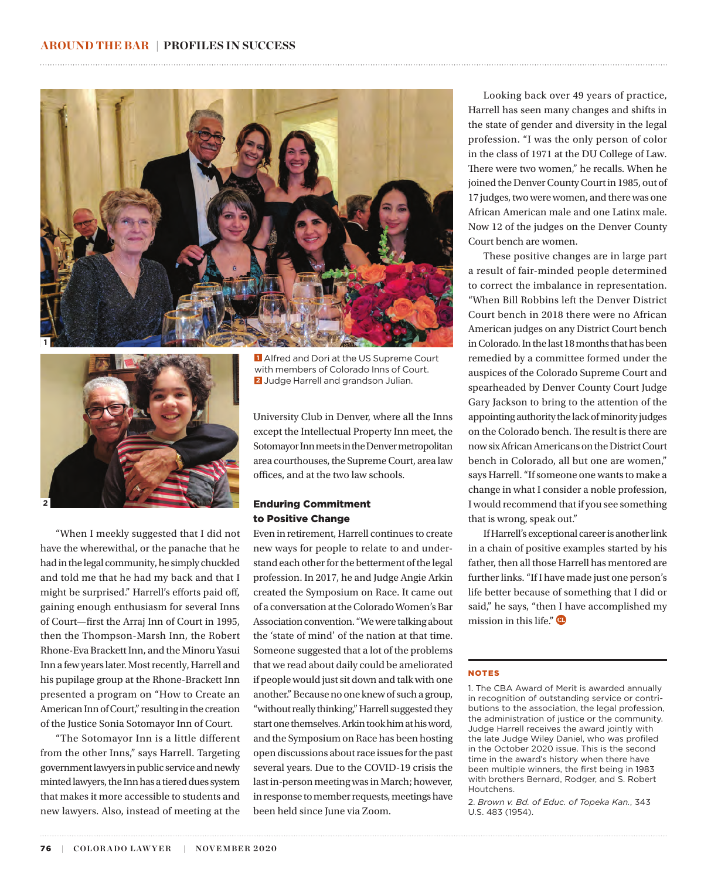1 Alfred and Dori at the US Supreme Court with members of Colorado Inns of Court.
2 Judge Harrell and grandson Julian.

"When I meekly suggested that I did not have the wherewithal, or the panache that he had in the legal community, he simply chuckled and told me that he had my back and that I might be surprised." Harrell's efforts paid off, gaining enough enthusiasm for several Inns of Court—first the Arraj Inn of Court in 1995, then the Thompson-Marsh Inn, the Robert Rhone-Eva Brackett Inn, and the Minoru Yasui Inn a few years later. Most recently, Harrell and his pupilage group at the Rhone-Brackett Inn presented a program on "How to Create an American Inn of Court," resulting in the creation of the Justice Sonia Sotomayor Inn of Court.

"The Sotomayor Inn is a little different from the other Inns," says Harrell. Targeting government lawyers in public service and newly minted lawyers, the Inn has a tiered dues system that makes it more accessible to students and new lawyers. Also, instead of meeting at the University Club in Denver, where all the Inns except the Intellectual Property Inn meet, the Sotomayor Inn meets in the Denver metropolitan area courthouses, the Supreme Court, area law offices, and at the two law schools.

### Enduring Commitment to Positive Change

Even in retirement, Harrell continues to create new ways for people to relate to and understand each other for the betterment of the legal profession. In 2017, he and Judge Angie Arkin created the Symposium on Race. It came out of a conversation at the Colorado Women's Bar Association convention. "We were talking about the 'state of mind' of the nation at that time. Someone suggested that a lot of the problems that we read about daily could be ameliorated if people would just sit down and talk with one another." Because no one knew of such a group, "without really thinking," Harrell suggested they start one themselves. Arkin took him at his word, and the Symposium on Race has been hosting open discussions about race issues for the past several years. Due to the COVID-19 crisis the last in-person meeting was in March; however, in response to member requests, meetings have been held since June via Zoom.

Looking back over 49 years of practice, Harrell has seen many changes and shifts in the state of gender and diversity in the legal profession. "I was the only person of color in the class of 1971 at the DU College of Law. There were two women," he recalls. When he joined the Denver County Court in 1985, out of 17 judges, two were women, and there was one African American male and one Latinx male. Now 12 of the judges on the Denver County Court bench are women.

These positive changes are in large part a result of fair-minded people determined to correct the imbalance in representation. "When Bill Robbins left the Denver District Court bench in 2018 there were no African American judges on any District Court bench in Colorado. In the last 18 months that has been remedied by a committee formed under the auspices of the Colorado Supreme Court and spearheaded by Denver County Court Judge Gary Jackson to bring to the attention of the appointing authority the lack of minority judges on the Colorado bench. The result is there are now six African Americans on the District Court bench in Colorado, all but one are women," says Harrell. "If someone one wants to make a change in what I consider a noble profession, I would recommend that if you see something that is wrong, speak out."

If Harrell's exceptional career is another link in a chain of positive examples started by his father, then all those Harrell has mentored are further links. "If I have made just one person's life better because of something that I did or said," he says, "then I have accomplished my mission in this life."

#### NOTES

1. The CBA Award of Merit is awarded annually in recognition of outstanding service or contributions to the association, the legal profession, the administration of justice or the community. Judge Harrell receives the award jointly with the late Judge Wiley Daniel, who was profiled in the October 2020 issue. This is the second time in the award's history when there have been multiple winners, the first being in 1983 with brothers Bernard, Rodger, and S. Robert Houtchens.

2. *Brown v. Bd. of Educ. of Topeka Kan.*, 343 U.S. 483 (1954).